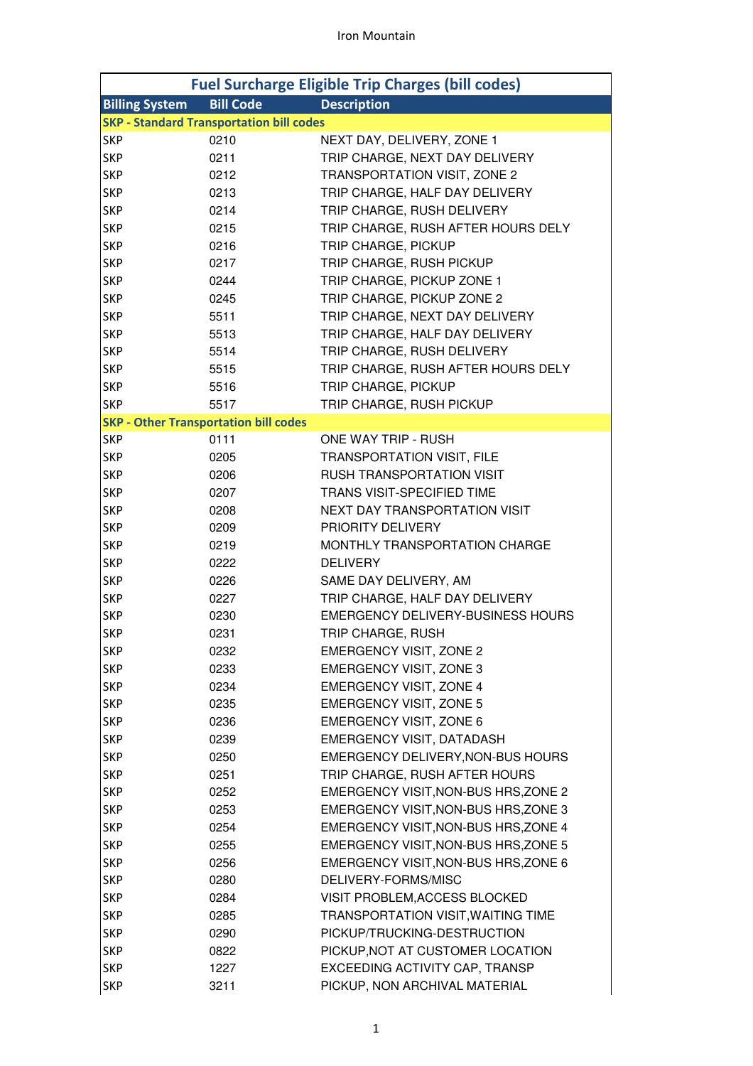| Fuel Surcharge Eligible Trip Charges (bill codes) | | |
|---|---|---|
| **Billing System** | **Bill Code** | **Description** |
| **SKP - Standard Transportation bill codes** | | |
| SKP | 0210 | NEXT DAY, DELIVERY, ZONE 1 |
| SKP | 0211 | TRIP CHARGE, NEXT DAY DELIVERY |
| SKP | 0212 | TRANSPORTATION VISIT, ZONE 2 |
| SKP | 0213 | TRIP CHARGE, HALF DAY DELIVERY |
| SKP | 0214 | TRIP CHARGE, RUSH DELIVERY |
| SKP | 0215 | TRIP CHARGE, RUSH AFTER HOURS DELY |
| SKP | 0216 | TRIP CHARGE, PICKUP |
| SKP | 0217 | TRIP CHARGE, RUSH PICKUP |
| SKP | 0244 | TRIP CHARGE, PICKUP ZONE 1 |
| SKP | 0245 | TRIP CHARGE, PICKUP ZONE 2 |
| SKP | 5511 | TRIP CHARGE, NEXT DAY DELIVERY |
| SKP | 5513 | TRIP CHARGE, HALF DAY DELIVERY |
| SKP | 5514 | TRIP CHARGE, RUSH DELIVERY |
| SKP | 5515 | TRIP CHARGE, RUSH AFTER HOURS DELY |
| SKP | 5516 | TRIP CHARGE, PICKUP |
| SKP | 5517 | TRIP CHARGE, RUSH PICKUP |
| **SKP - Other Transportation bill codes** | | |
| SKP | 0111 | ONE WAY TRIP - RUSH |
| SKP | 0205 | TRANSPORTATION VISIT, FILE |
| SKP | 0206 | RUSH TRANSPORTATION VISIT |
| SKP | 0207 | TRANS VISIT-SPECIFIED TIME |
| SKP | 0208 | NEXT DAY TRANSPORTATION VISIT |
| SKP | 0209 | PRIORITY DELIVERY |
| SKP | 0219 | MONTHLY TRANSPORTATION CHARGE |
| SKP | 0222 | DELIVERY |
| SKP | 0226 | SAME DAY DELIVERY, AM |
| SKP | 0227 | TRIP CHARGE, HALF DAY DELIVERY |
| SKP | 0230 | EMERGENCY DELIVERY-BUSINESS HOURS |
| SKP | 0231 | TRIP CHARGE, RUSH |
| SKP | 0232 | EMERGENCY VISIT, ZONE 2 |
| SKP | 0233 | EMERGENCY VISIT, ZONE 3 |
| SKP | 0234 | EMERGENCY VISIT, ZONE 4 |
| SKP | 0235 | EMERGENCY VISIT, ZONE 5 |
| SKP | 0236 | EMERGENCY VISIT, ZONE 6 |
| SKP | 0239 | EMERGENCY VISIT, DATADASH |
| SKP | 0250 | EMERGENCY DELIVERY,NON-BUS HOURS |
| SKP | 0251 | TRIP CHARGE, RUSH AFTER HOURS |
| SKP | 0252 | EMERGENCY VISIT,NON-BUS HRS,ZONE 2 |
| SKP | 0253 | EMERGENCY VISIT,NON-BUS HRS,ZONE 3 |
| SKP | 0254 | EMERGENCY VISIT,NON-BUS HRS,ZONE 4 |
| SKP | 0255 | EMERGENCY VISIT,NON-BUS HRS,ZONE 5 |
| SKP | 0256 | EMERGENCY VISIT,NON-BUS HRS,ZONE 6 |
| SKP | 0280 | DELIVERY-FORMS/MISC |
| SKP | 0284 | VISIT PROBLEM,ACCESS BLOCKED |
| SKP | 0285 | TRANSPORTATION VISIT,WAITING TIME |
| SKP | 0290 | PICKUP/TRUCKING-DESTRUCTION |
| SKP | 0822 | PICKUP,NOT AT CUSTOMER LOCATION |
| SKP | 1227 | EXCEEDING ACTIVITY CAP, TRANSP |
| SKP | 3211 | PICKUP, NON ARCHIVAL MATERIAL |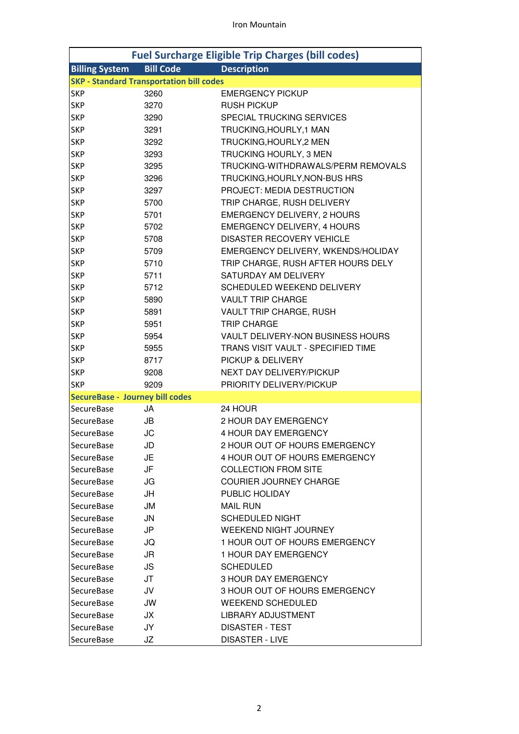| Fuel Surcharge Eligible Trip Charges (bill codes) | | |
|---|---|---|
| **Billing System** | **Bill Code** | **Description** |
| **SKP - Standard Transportation bill codes** | | |
| SKP | 3260 | EMERGENCY PICKUP |
| SKP | 3270 | RUSH PICKUP |
| SKP | 3290 | SPECIAL TRUCKING SERVICES |
| SKP | 3291 | TRUCKING,HOURLY,1 MAN |
| SKP | 3292 | TRUCKING,HOURLY,2 MEN |
| SKP | 3293 | TRUCKING HOURLY, 3 MEN |
| SKP | 3295 | TRUCKING-WITHDRAWALS/PERM REMOVALS |
| SKP | 3296 | TRUCKING,HOURLY,NON-BUS HRS |
| SKP | 3297 | PROJECT: MEDIA DESTRUCTION |
| SKP | 5700 | TRIP CHARGE, RUSH DELIVERY |
| SKP | 5701 | EMERGENCY DELIVERY, 2 HOURS |
| SKP | 5702 | EMERGENCY DELIVERY, 4 HOURS |
| SKP | 5708 | DISASTER RECOVERY VEHICLE |
| SKP | 5709 | EMERGENCY DELIVERY, WKENDS/HOLIDAY |
| SKP | 5710 | TRIP CHARGE, RUSH AFTER HOURS DELY |
| SKP | 5711 | SATURDAY AM DELIVERY |
| SKP | 5712 | SCHEDULED WEEKEND DELIVERY |
| SKP | 5890 | VAULT TRIP CHARGE |
| SKP | 5891 | VAULT TRIP CHARGE, RUSH |
| SKP | 5951 | TRIP CHARGE |
| SKP | 5954 | VAULT DELIVERY-NON BUSINESS HOURS |
| SKP | 5955 | TRANS VISIT VAULT - SPECIFIED TIME |
| SKP | 8717 | PICKUP & DELIVERY |
| SKP | 9208 | NEXT DAY DELIVERY/PICKUP |
| SKP | 9209 | PRIORITY DELIVERY/PICKUP |
| **SecureBase - Journey bill codes** | | |
| SecureBase | JA | 24 HOUR |
| SecureBase | JB | 2 HOUR DAY EMERGENCY |
| SecureBase | JC | 4 HOUR DAY EMERGENCY |
| SecureBase | JD | 2 HOUR OUT OF HOURS EMERGENCY |
| SecureBase | JE | 4 HOUR OUT OF HOURS EMERGENCY |
| SecureBase | JF | COLLECTION FROM SITE |
| SecureBase | JG | COURIER JOURNEY CHARGE |
| SecureBase | JH | PUBLIC HOLIDAY |
| SecureBase | JM | MAIL RUN |
| SecureBase | JN | SCHEDULED NIGHT |
| SecureBase | JP | WEEKEND NIGHT JOURNEY |
| SecureBase | JQ | 1 HOUR OUT OF HOURS EMERGENCY |
| SecureBase | JR | 1 HOUR DAY EMERGENCY |
| SecureBase | JS | SCHEDULED |
| SecureBase | JT | 3 HOUR DAY EMERGENCY |
| SecureBase | JV | 3 HOUR OUT OF HOURS EMERGENCY |
| SecureBase | JW | WEEKEND SCHEDULED |
| SecureBase | JX | LIBRARY ADJUSTMENT |
| SecureBase | JY | DISASTER - TEST |
| SecureBase | JZ | DISASTER - LIVE |